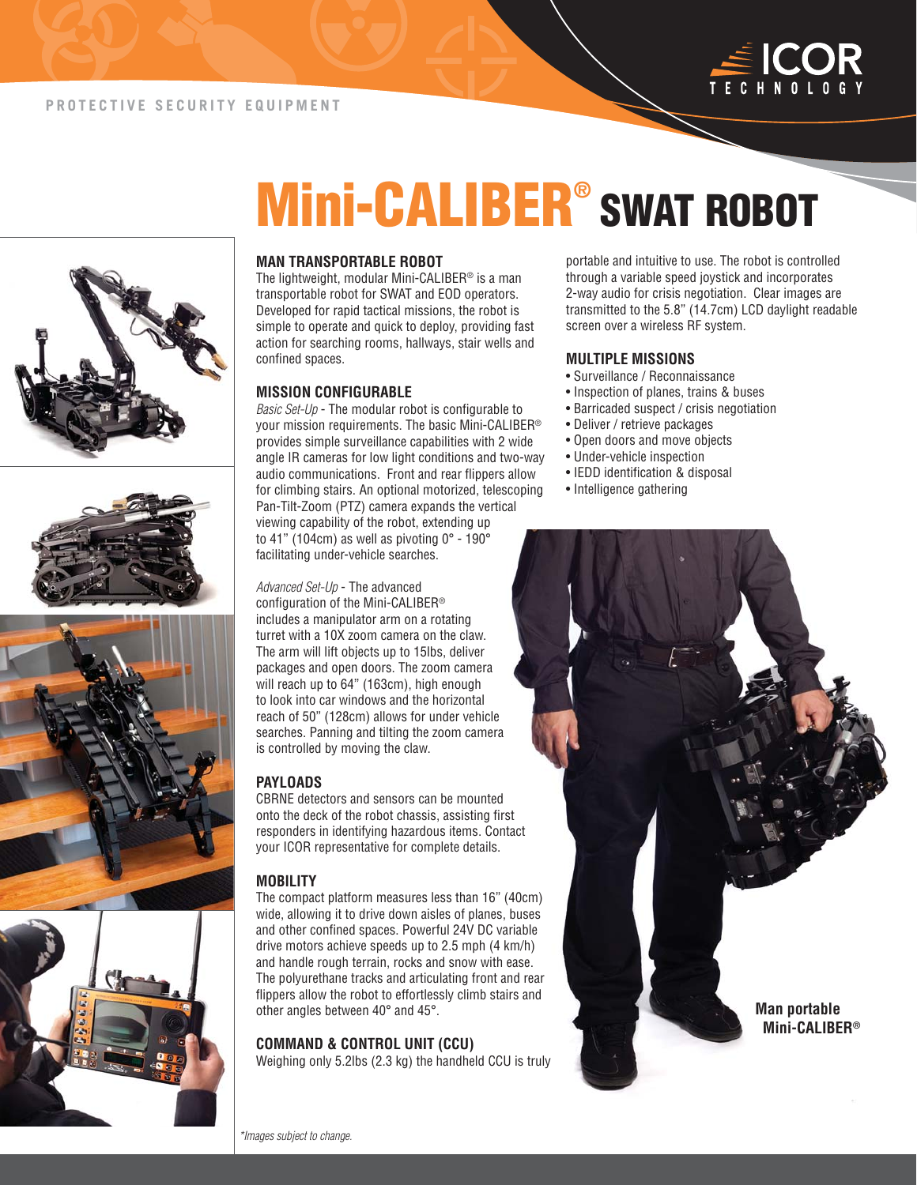PROTECTIVE SECURITY EQUIPMENT

ICOR TECHNOLOGY

# Mini-CALIBER® SWAT ROBOT

### MAN TRANSPORTABLE ROBOT

The lightweight, modular Mini-CALIBER® is a man transportable robot for SWAT and EOD operators. Developed for rapid tactical missions, the robot is simple to operate and quick to deploy, providing fast action for searching rooms, hallways, stair wells and confined spaces.

### MISSION CONFIGURABLE

*Basic Set-Up* - The modular robot is configurable to your mission requirements. The basic Mini-CALIBER® provides simple surveillance capabilities with 2 wide angle IR cameras for low light conditions and two-way audio communications. Front and rear flippers allow for climbing stairs. An optional motorized, telescoping Pan-Tilt-Zoom (PTZ) camera expands the vertical viewing capability of the robot, extending up to 41" (104cm) as well as pivoting 0° - 190° facilitating under-vehicle searches.

*Advanced Set-Up* - The advanced configuration of the Mini-CALIBER® includes a manipulator arm on a rotating turret with a 10X zoom camera on the claw. The arm will lift objects up to 15lbs, deliver packages and open doors. The zoom camera will reach up to 64" (163cm), high enough to look into car windows and the horizontal reach of 50" (128cm) allows for under vehicle searches. Panning and tilting the zoom camera is controlled by moving the claw.

### PAYLOADS

CBRNE detectors and sensors can be mounted onto the deck of the robot chassis, assisting first responders in identifying hazardous items. Contact your ICOR representative for complete details.

### MOBILITY

The compact platform measures less than 16" (40cm) wide, allowing it to drive down aisles of planes, buses and other confined spaces. Powerful 24V DC variable drive motors achieve speeds up to 2.5 mph (4 km/h) and handle rough terrain, rocks and snow with ease. The polyurethane tracks and articulating front and rear flippers allow the robot to effortlessly climb stairs and other angles between 40° and 45°.

### COMMAND & CONTROL UNIT (CCU)

Weighing only 5.2lbs (2.3 kg) the handheld CCU is truly portable and intuitive to use. The robot is controlled through a variable speed joystick and incorporates 2-way audio for crisis negotiation. Clear images are transmitted to the 5.8" (14.7cm) LCD daylight readable screen over a wireless RF system.

### MULTIPLE MISSIONS

- Surveillance / Reconnaissance
- Inspection of planes, trains & buses
- Barricaded suspect / crisis negotiation
- Deliver / retrieve packages
- Open doors and move objects
- Under-vehicle inspection
- IEDD identification & disposal
- Intelligence gathering

**Man portable Mini-CALIBER®**

*Images subject to change.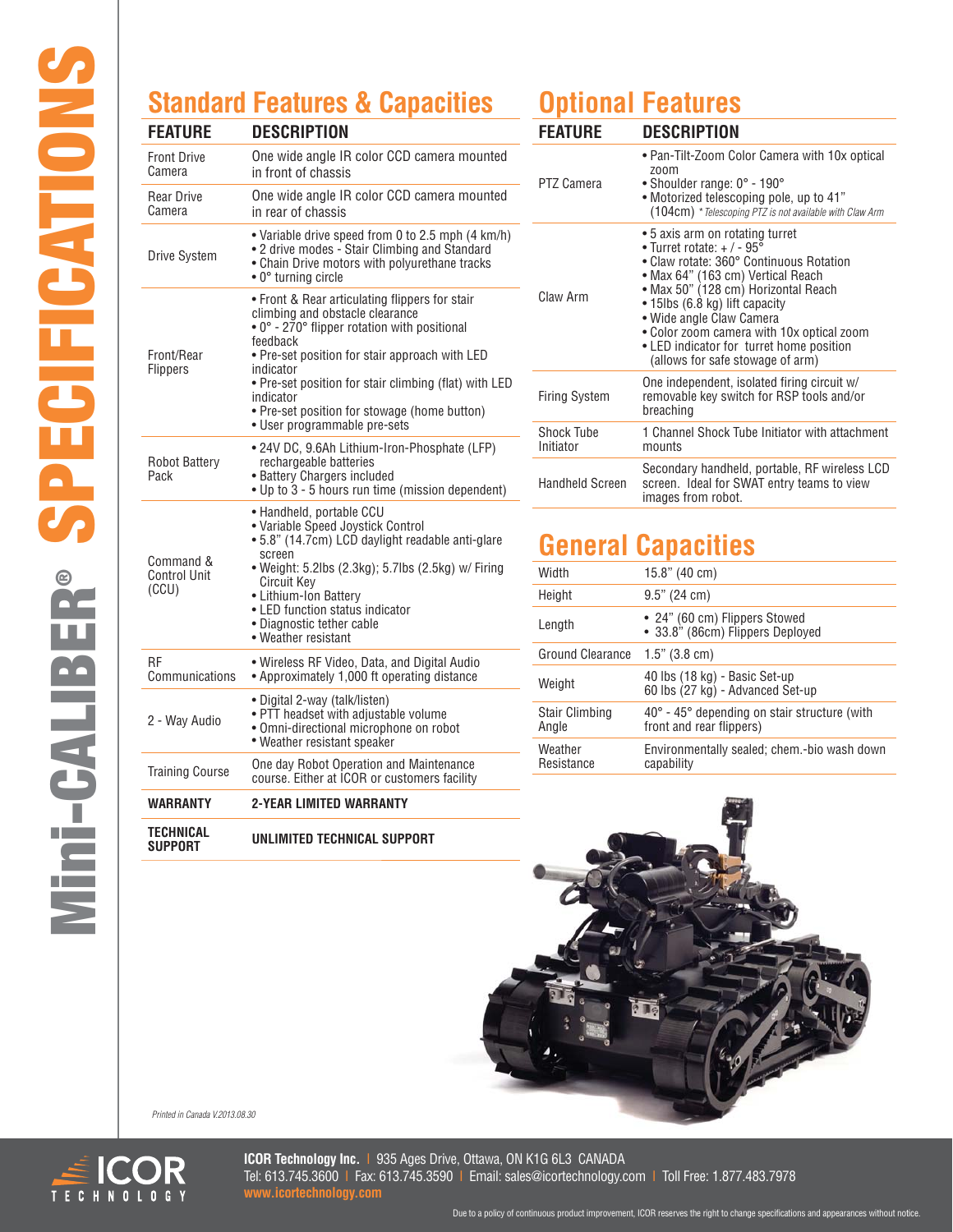# Mini-CALIBER® SPECIFICATIONS

## Standard Features & Capacities

| FEATURE | DESCRIPTION |
|---|---|
| Front Drive Camera | One wide angle IR color CCD camera mounted in front of chassis |
| Rear Drive Camera | One wide angle IR color CCD camera mounted in rear of chassis |
| Drive System | • Variable drive speed from 0 to 2.5 mph (4 km/h)<br>• 2 drive modes - Stair Climbing and Standard<br>• Chain Drive motors with polyurethane tracks<br>• 0° turning circle |
| Front/Rear Flippers | • Front & Rear articulating flippers for stair climbing and obstacle clearance<br>• 0° - 270° flipper rotation with positional feedback<br>• Pre-set position for stair approach with LED indicator<br>• Pre-set position for stair climbing (flat) with LED indicator<br>• Pre-set position for stowage (home button)<br>• User programmable pre-sets |
| Robot Battery Pack | • 24V DC, 9.6Ah Lithium-Iron-Phosphate (LFP) rechargeable batteries<br>• Battery Chargers included<br>• Up to 3 - 5 hours run time (mission dependent) |
| Command & Control Unit (CCU) | • Handheld, portable CCU<br>• Variable Speed Joystick Control<br>• 5.8" (14.7cm) LCD daylight readable anti-glare screen<br>• Weight: 5.2lbs (2.3kg); 5.7lbs (2.5kg) w/ Firing Circuit Key<br>• Lithium-Ion Battery<br>• LED function status indicator<br>• Diagnostic tether cable<br>• Weather resistant |
| RF Communications | • Wireless RF Video, Data, and Digital Audio<br>• Approximately 1,000 ft operating distance |
| 2 - Way Audio | • Digital 2-way (talk/listen)<br>• PTT headset with adjustable volume<br>• Omni-directional microphone on robot<br>• Weather resistant speaker |
| Training Course | One day Robot Operation and Maintenance course. Either at ICOR or customers facility |
| **WARRANTY** | **2-YEAR LIMITED WARRANTY** |
| **TECHNICAL SUPPORT** | **UNLIMITED TECHNICAL SUPPORT** |

## Optional Features

| FEATURE | DESCRIPTION |
|---|---|
| PTZ Camera | • Pan-Tilt-Zoom Color Camera with 10x optical zoom<br>• Shoulder range: 0° - 190°<br>• Motorized telescoping pole, up to 41" (104cm) *\*Telescoping PTZ is not available with Claw Arm* |
| Claw Arm | • 5 axis arm on rotating turret<br>• Turret rotate: + / - 95°<br>• Claw rotate: 360° Continuous Rotation<br>• Max 64" (163 cm) Vertical Reach<br>• Max 50" (128 cm) Horizontal Reach<br>• 15lbs (6.8 kg) lift capacity<br>• Wide angle Claw Camera<br>• Color zoom camera with 10x optical zoom<br>• LED indicator for turret home position (allows for safe stowage of arm) |
| Firing System | One independent, isolated firing circuit w/ removable key switch for RSP tools and/or breaching |
| Shock Tube Initiator | 1 Channel Shock Tube Initiator with attachment mounts |
| Handheld Screen | Secondary handheld, portable, RF wireless LCD screen. Ideal for SWAT entry teams to view images from robot. |

## General Capacities

| | |
|---|---|
| Width | 15.8" (40 cm) |
| Height | 9.5" (24 cm) |
| Length | • 24" (60 cm) Flippers Stowed<br>• 33.8" (86cm) Flippers Deployed |
| Ground Clearance | 1.5" (3.8 cm) |
| Weight | 40 lbs (18 kg) - Basic Set-up<br>60 lbs (27 kg) - Advanced Set-up |
| Stair Climbing Angle | 40° - 45° depending on stair structure (with front and rear flippers) |
| Weather Resistance | Environmentally sealed; chem.-bio wash down capability |

*Printed in Canada V.2013.08.30*

ICOR TECHNOLOGY

**ICOR Technology Inc.** | 935 Ages Drive, Ottawa, ON K1G 6L3 CANADA
Tel: 613.745.3600 | Fax: 613.745.3590 | Email: sales@icortechnology.com | Toll Free: 1.877.483.7978
**www.icortechnology.com**

Due to a policy of continuous product improvement, ICOR reserves the right to change specifications and appearances without notice.